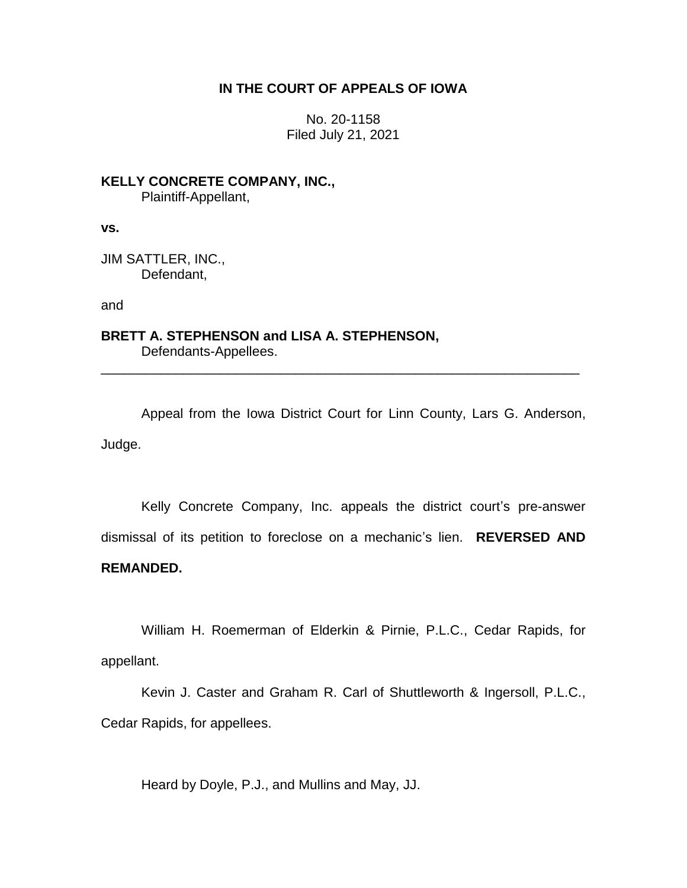**IN THE COURT OF APPEALS OF IOWA**

No. 20-1158
Filed July 21, 2021

**KELLY CONCRETE COMPANY, INC.,**
Plaintiff-Appellant,

**vs.**

JIM SATTLER, INC.,
Defendant,

and

**BRETT A. STEPHENSON and LISA A. STEPHENSON,**
Defendants-Appellees.

---

Appeal from the Iowa District Court for Linn County, Lars G. Anderson, Judge.

Kelly Concrete Company, Inc. appeals the district court's pre-answer dismissal of its petition to foreclose on a mechanic's lien. **REVERSED AND REMANDED.**

William H. Roemerman of Elderkin & Pirnie, P.L.C., Cedar Rapids, for appellant.

Kevin J. Caster and Graham R. Carl of Shuttleworth & Ingersoll, P.L.C., Cedar Rapids, for appellees.

Heard by Doyle, P.J., and Mullins and May, JJ.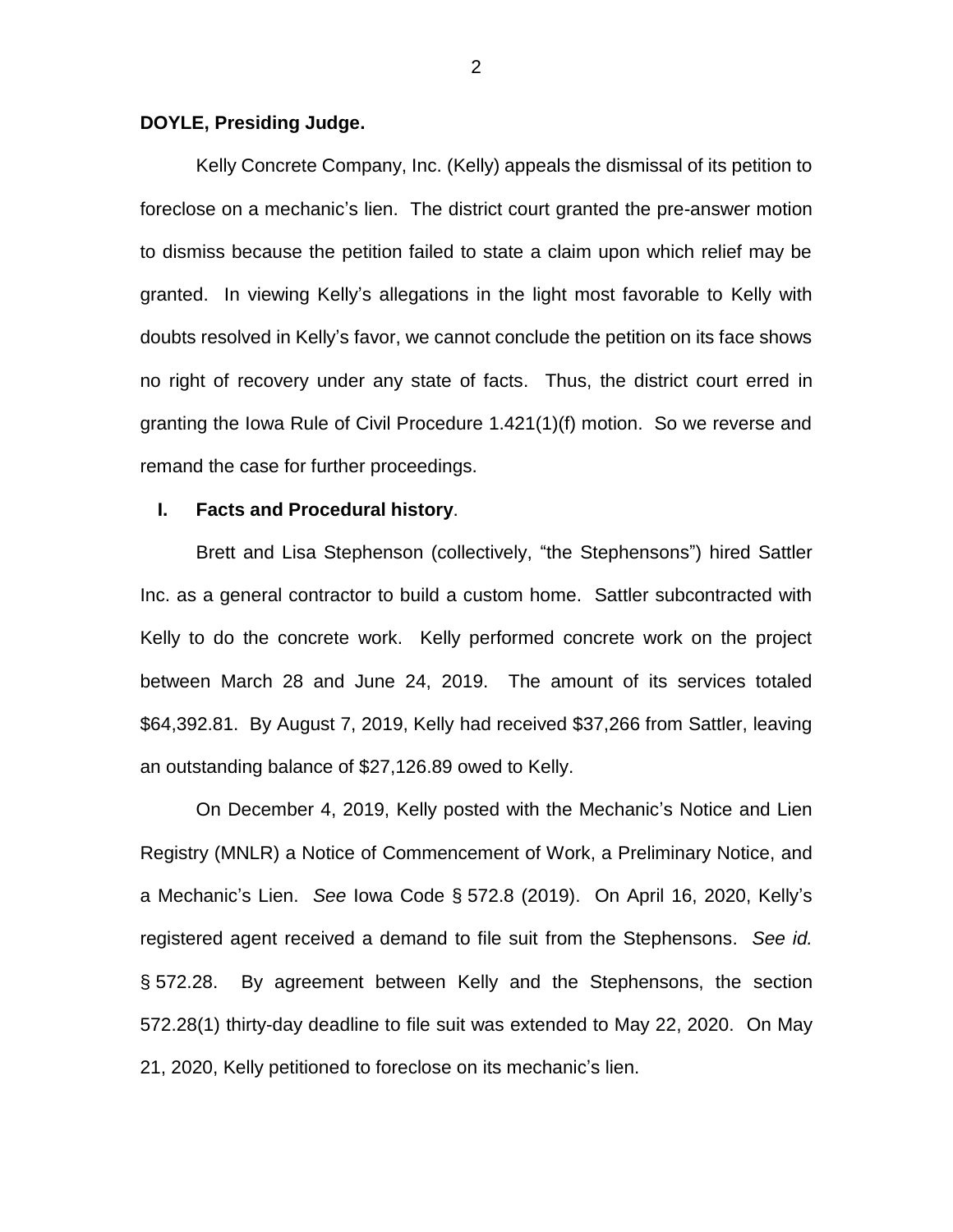**DOYLE, Presiding Judge.**

Kelly Concrete Company, Inc. (Kelly) appeals the dismissal of its petition to foreclose on a mechanic's lien. The district court granted the pre-answer motion to dismiss because the petition failed to state a claim upon which relief may be granted. In viewing Kelly's allegations in the light most favorable to Kelly with doubts resolved in Kelly's favor, we cannot conclude the petition on its face shows no right of recovery under any state of facts. Thus, the district court erred in granting the Iowa Rule of Civil Procedure 1.421(1)(f) motion. So we reverse and remand the case for further proceedings.

## I. Facts and Procedural history.

Brett and Lisa Stephenson (collectively, "the Stephensons") hired Sattler Inc. as a general contractor to build a custom home. Sattler subcontracted with Kelly to do the concrete work. Kelly performed concrete work on the project between March 28 and June 24, 2019. The amount of its services totaled \$64,392.81. By August 7, 2019, Kelly had received \$37,266 from Sattler, leaving an outstanding balance of \$27,126.89 owed to Kelly.

On December 4, 2019, Kelly posted with the Mechanic's Notice and Lien Registry (MNLR) a Notice of Commencement of Work, a Preliminary Notice, and a Mechanic's Lien. *See* Iowa Code § 572.8 (2019). On April 16, 2020, Kelly's registered agent received a demand to file suit from the Stephensons. *See id.* § 572.28. By agreement between Kelly and the Stephensons, the section 572.28(1) thirty-day deadline to file suit was extended to May 22, 2020. On May 21, 2020, Kelly petitioned to foreclose on its mechanic's lien.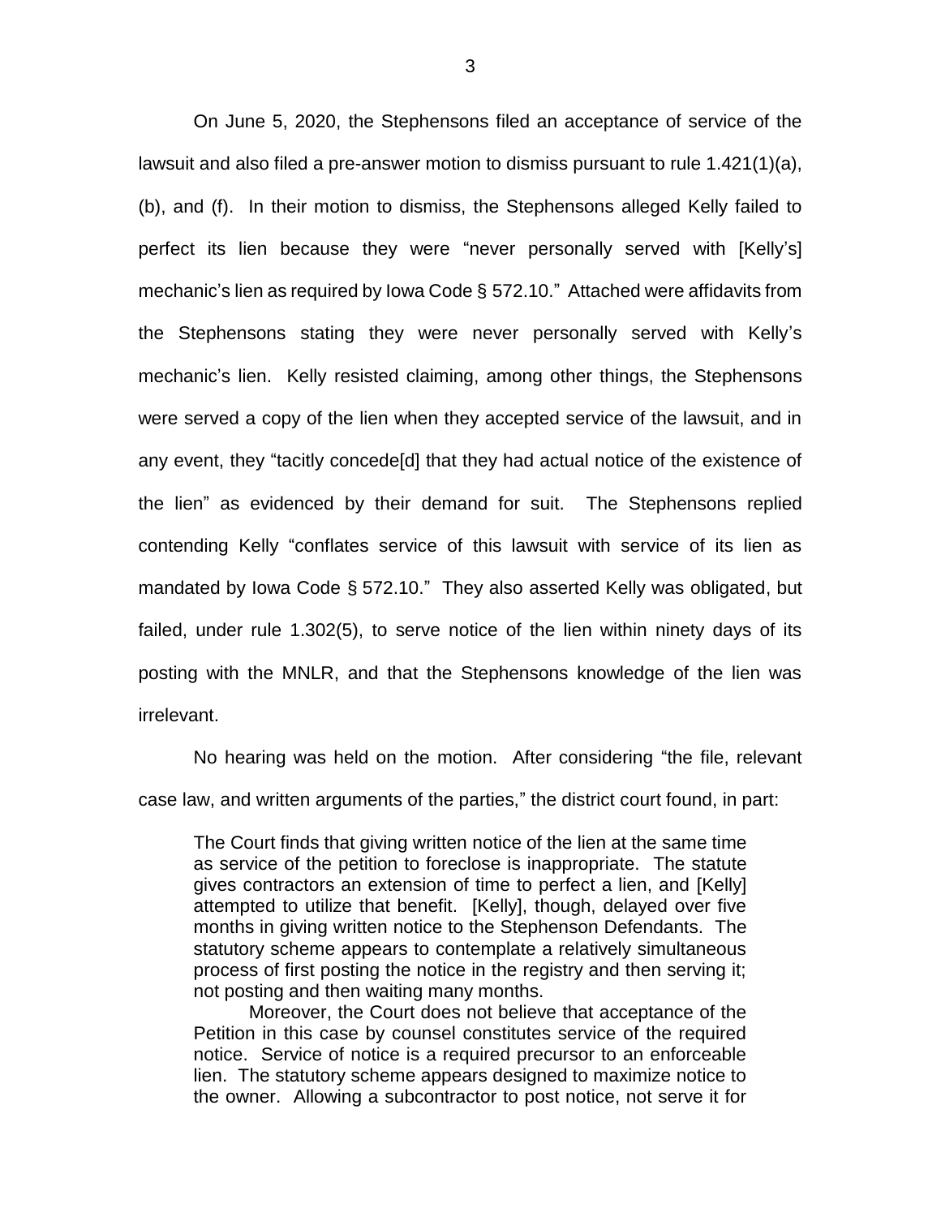On June 5, 2020, the Stephensons filed an acceptance of service of the lawsuit and also filed a pre-answer motion to dismiss pursuant to rule 1.421(1)(a), (b), and (f). In their motion to dismiss, the Stephensons alleged Kelly failed to perfect its lien because they were "never personally served with [Kelly's] mechanic's lien as required by Iowa Code § 572.10." Attached were affidavits from the Stephensons stating they were never personally served with Kelly's mechanic's lien. Kelly resisted claiming, among other things, the Stephensons were served a copy of the lien when they accepted service of the lawsuit, and in any event, they "tacitly concede[d] that they had actual notice of the existence of the lien" as evidenced by their demand for suit. The Stephensons replied contending Kelly "conflates service of this lawsuit with service of its lien as mandated by Iowa Code § 572.10." They also asserted Kelly was obligated, but failed, under rule 1.302(5), to serve notice of the lien within ninety days of its posting with the MNLR, and that the Stephensons knowledge of the lien was irrelevant.

No hearing was held on the motion. After considering "the file, relevant case law, and written arguments of the parties," the district court found, in part:

> The Court finds that giving written notice of the lien at the same time as service of the petition to foreclose is inappropriate. The statute gives contractors an extension of time to perfect a lien, and [Kelly] attempted to utilize that benefit. [Kelly], though, delayed over five months in giving written notice to the Stephenson Defendants. The statutory scheme appears to contemplate a relatively simultaneous process of first posting the notice in the registry and then serving it; not posting and then waiting many months.
>
> Moreover, the Court does not believe that acceptance of the Petition in this case by counsel constitutes service of the required notice. Service of notice is a required precursor to an enforceable lien. The statutory scheme appears designed to maximize notice to the owner. Allowing a subcontractor to post notice, not serve it for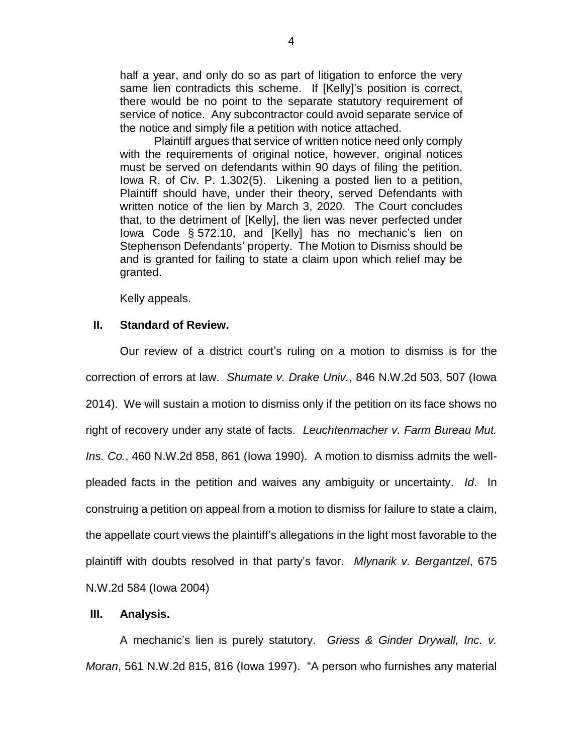half a year, and only do so as part of litigation to enforce the very same lien contradicts this scheme. If [Kelly]'s position is correct, there would be no point to the separate statutory requirement of service of notice. Any subcontractor could avoid separate service of the notice and simply file a petition with notice attached.

> Plaintiff argues that service of written notice need only comply with the requirements of original notice, however, original notices must be served on defendants within 90 days of filing the petition. Iowa R. of Civ. P. 1.302(5). Likening a posted lien to a petition, Plaintiff should have, under their theory, served Defendants with written notice of the lien by March 3, 2020. The Court concludes that, to the detriment of [Kelly], the lien was never perfected under Iowa Code § 572.10, and [Kelly] has no mechanic's lien on Stephenson Defendants' property. The Motion to Dismiss should be and is granted for failing to state a claim upon which relief may be granted.

Kelly appeals.

## II. Standard of Review.

Our review of a district court's ruling on a motion to dismiss is for the correction of errors at law. *Shumate v. Drake Univ.*, 846 N.W.2d 503, 507 (Iowa 2014). We will sustain a motion to dismiss only if the petition on its face shows no right of recovery under any state of facts. *Leuchtenmacher v. Farm Bureau Mut. Ins. Co.*, 460 N.W.2d 858, 861 (Iowa 1990). A motion to dismiss admits the well-pleaded facts in the petition and waives any ambiguity or uncertainty. *Id*. In construing a petition on appeal from a motion to dismiss for failure to state a claim, the appellate court views the plaintiff's allegations in the light most favorable to the plaintiff with doubts resolved in that party's favor. *Mlynarik v. Bergantzel*, 675 N.W.2d 584 (Iowa 2004)

## III. Analysis.

A mechanic's lien is purely statutory. *Griess & Ginder Drywall, Inc. v. Moran*, 561 N.W.2d 815, 816 (Iowa 1997). "A person who furnishes any material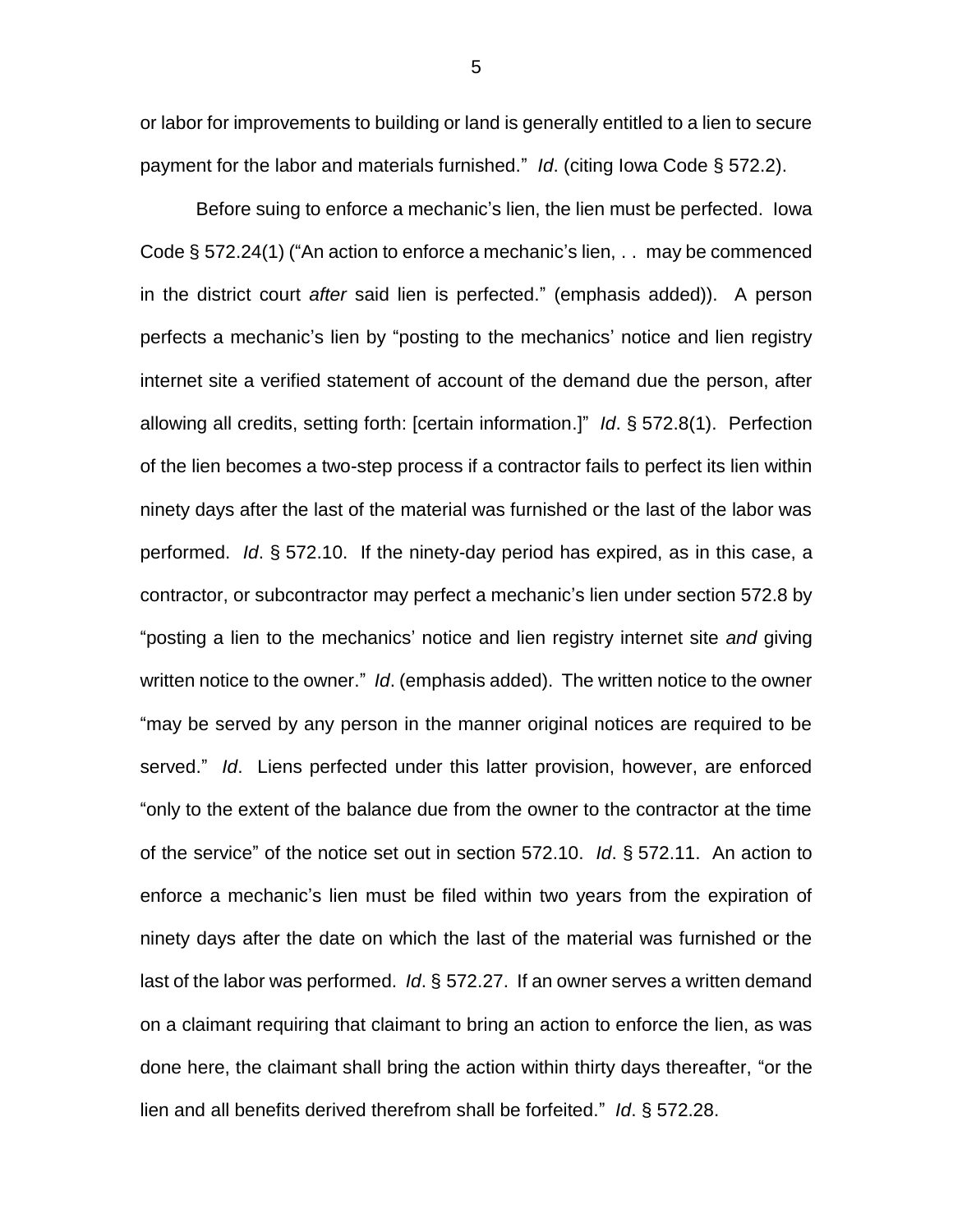or labor for improvements to building or land is generally entitled to a lien to secure payment for the labor and materials furnished." *Id*. (citing Iowa Code § 572.2).

Before suing to enforce a mechanic's lien, the lien must be perfected. Iowa Code § 572.24(1) ("An action to enforce a mechanic's lien, . . may be commenced in the district court *after* said lien is perfected." (emphasis added)). A person perfects a mechanic's lien by "posting to the mechanics' notice and lien registry internet site a verified statement of account of the demand due the person, after allowing all credits, setting forth: [certain information.]" *Id*. § 572.8(1). Perfection of the lien becomes a two-step process if a contractor fails to perfect its lien within ninety days after the last of the material was furnished or the last of the labor was performed. *Id*. § 572.10. If the ninety-day period has expired, as in this case, a contractor, or subcontractor may perfect a mechanic's lien under section 572.8 by "posting a lien to the mechanics' notice and lien registry internet site *and* giving written notice to the owner." *Id*. (emphasis added). The written notice to the owner "may be served by any person in the manner original notices are required to be served." *Id*. Liens perfected under this latter provision, however, are enforced "only to the extent of the balance due from the owner to the contractor at the time of the service" of the notice set out in section 572.10. *Id*. § 572.11. An action to enforce a mechanic's lien must be filed within two years from the expiration of ninety days after the date on which the last of the material was furnished or the last of the labor was performed. *Id*. § 572.27. If an owner serves a written demand on a claimant requiring that claimant to bring an action to enforce the lien, as was done here, the claimant shall bring the action within thirty days thereafter, "or the lien and all benefits derived therefrom shall be forfeited." *Id*. § 572.28.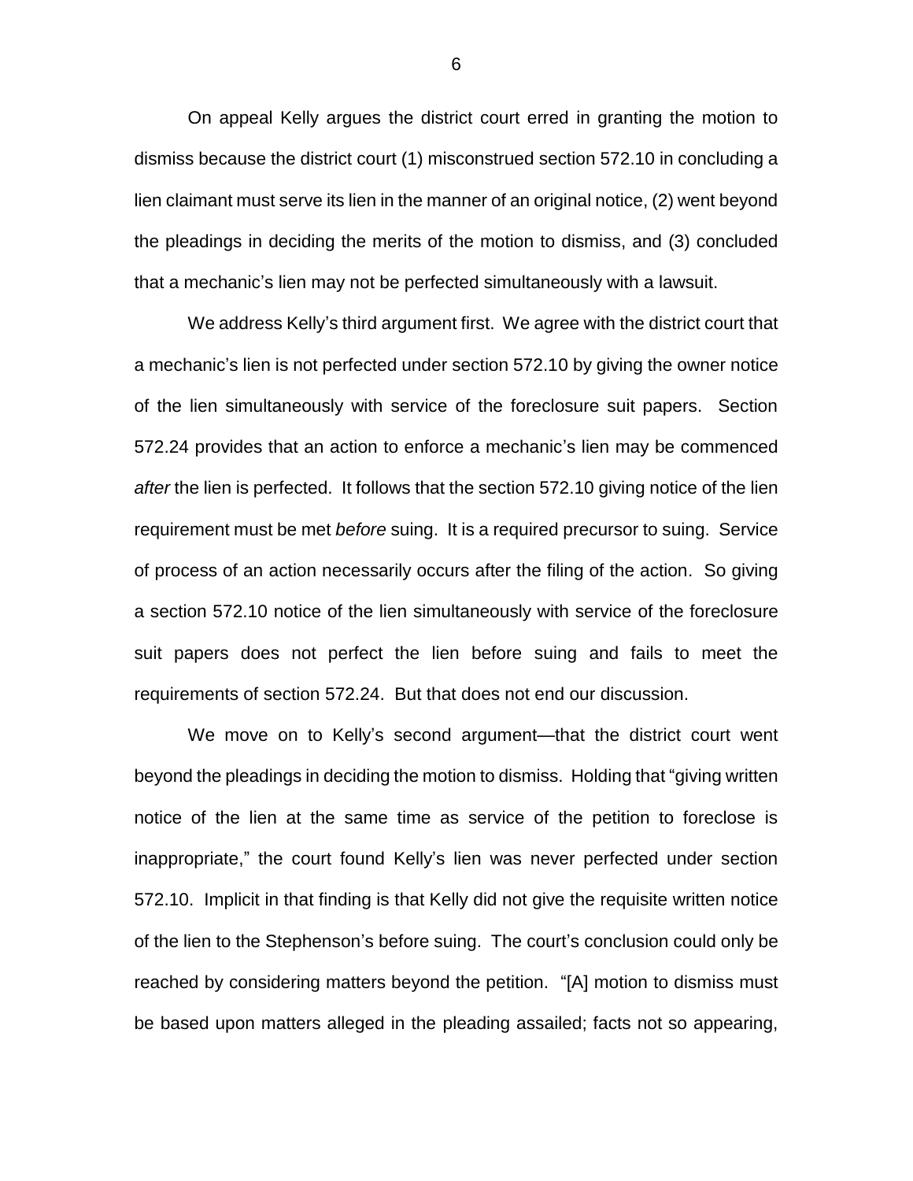On appeal Kelly argues the district court erred in granting the motion to dismiss because the district court (1) misconstrued section 572.10 in concluding a lien claimant must serve its lien in the manner of an original notice, (2) went beyond the pleadings in deciding the merits of the motion to dismiss, and (3) concluded that a mechanic's lien may not be perfected simultaneously with a lawsuit.

We address Kelly's third argument first. We agree with the district court that a mechanic's lien is not perfected under section 572.10 by giving the owner notice of the lien simultaneously with service of the foreclosure suit papers. Section 572.24 provides that an action to enforce a mechanic's lien may be commenced *after* the lien is perfected. It follows that the section 572.10 giving notice of the lien requirement must be met *before* suing. It is a required precursor to suing. Service of process of an action necessarily occurs after the filing of the action. So giving a section 572.10 notice of the lien simultaneously with service of the foreclosure suit papers does not perfect the lien before suing and fails to meet the requirements of section 572.24. But that does not end our discussion.

We move on to Kelly's second argument—that the district court went beyond the pleadings in deciding the motion to dismiss. Holding that "giving written notice of the lien at the same time as service of the petition to foreclose is inappropriate," the court found Kelly's lien was never perfected under section 572.10. Implicit in that finding is that Kelly did not give the requisite written notice of the lien to the Stephenson's before suing. The court's conclusion could only be reached by considering matters beyond the petition. "[A] motion to dismiss must be based upon matters alleged in the pleading assailed; facts not so appearing,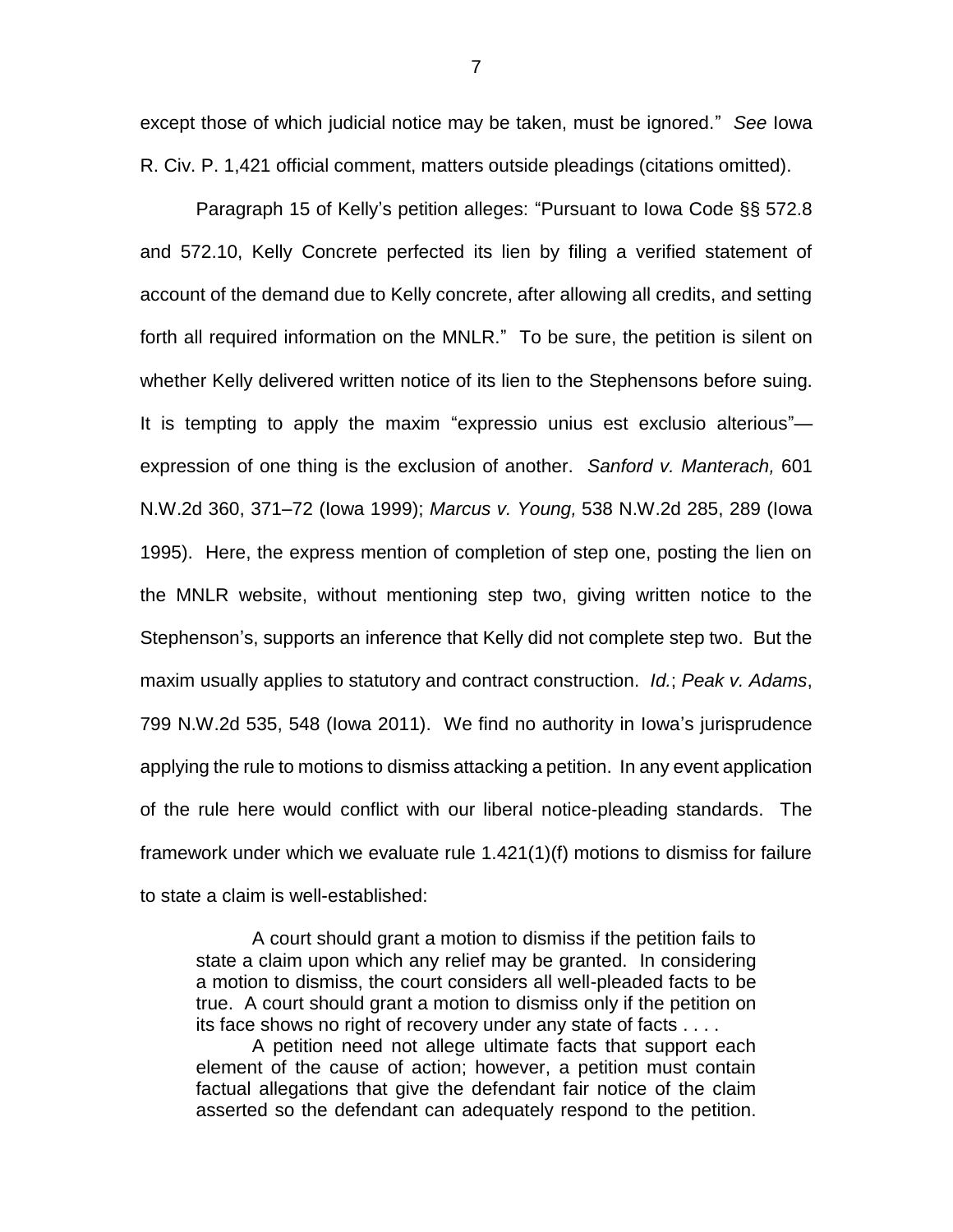except those of which judicial notice may be taken, must be ignored." *See* Iowa R. Civ. P. 1,421 official comment, matters outside pleadings (citations omitted).

Paragraph 15 of Kelly's petition alleges: "Pursuant to Iowa Code §§ 572.8 and 572.10, Kelly Concrete perfected its lien by filing a verified statement of account of the demand due to Kelly concrete, after allowing all credits, and setting forth all required information on the MNLR." To be sure, the petition is silent on whether Kelly delivered written notice of its lien to the Stephensons before suing. It is tempting to apply the maxim "expressio unius est exclusio alterious"—expression of one thing is the exclusion of another. *Sanford v. Manterach,* 601 N.W.2d 360, 371–72 (Iowa 1999); *Marcus v. Young,* 538 N.W.2d 285, 289 (Iowa 1995). Here, the express mention of completion of step one, posting the lien on the MNLR website, without mentioning step two, giving written notice to the Stephenson's, supports an inference that Kelly did not complete step two. But the maxim usually applies to statutory and contract construction. *Id.*; *Peak v. Adams*, 799 N.W.2d 535, 548 (Iowa 2011). We find no authority in Iowa's jurisprudence applying the rule to motions to dismiss attacking a petition. In any event application of the rule here would conflict with our liberal notice-pleading standards. The framework under which we evaluate rule 1.421(1)(f) motions to dismiss for failure to state a claim is well-established:

> A court should grant a motion to dismiss if the petition fails to state a claim upon which any relief may be granted. In considering a motion to dismiss, the court considers all well-pleaded facts to be true. A court should grant a motion to dismiss only if the petition on its face shows no right of recovery under any state of facts . . . .
>
> A petition need not allege ultimate facts that support each element of the cause of action; however, a petition must contain factual allegations that give the defendant fair notice of the claim asserted so the defendant can adequately respond to the petition.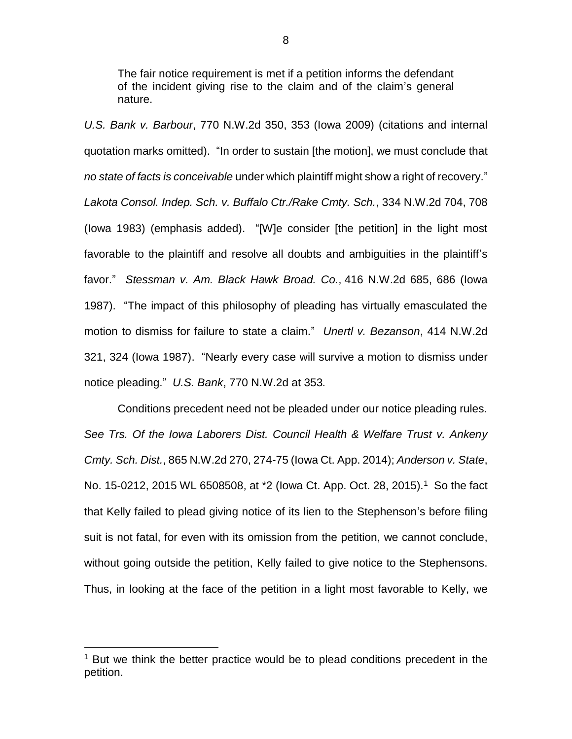> The fair notice requirement is met if a petition informs the defendant of the incident giving rise to the claim and of the claim's general nature.

*U.S. Bank v. Barbour*, 770 N.W.2d 350, 353 (Iowa 2009) (citations and internal quotation marks omitted). "In order to sustain [the motion], we must conclude that *no state of facts is conceivable* under which plaintiff might show a right of recovery." *Lakota Consol. Indep. Sch. v. Buffalo Ctr./Rake Cmty. Sch.*, 334 N.W.2d 704, 708 (Iowa 1983) (emphasis added). "[W]e consider [the petition] in the light most favorable to the plaintiff and resolve all doubts and ambiguities in the plaintiff's favor." *Stessman v. Am. Black Hawk Broad. Co.*, 416 N.W.2d 685, 686 (Iowa 1987). "The impact of this philosophy of pleading has virtually emasculated the motion to dismiss for failure to state a claim." *Unertl v. Bezanson*, 414 N.W.2d 321, 324 (Iowa 1987). "Nearly every case will survive a motion to dismiss under notice pleading." *U.S. Bank*, 770 N.W.2d at 353.

Conditions precedent need not be pleaded under our notice pleading rules. *See Trs. Of the Iowa Laborers Dist. Council Health & Welfare Trust v. Ankeny Cmty. Sch. Dist.*, 865 N.W.2d 270, 274-75 (Iowa Ct. App. 2014); *Anderson v. State*, No. 15-0212, 2015 WL 6508508, at *2 (Iowa Ct. App. Oct. 28, 2015).[1] So the fact that Kelly failed to plead giving notice of its lien to the Stephenson's before filing suit is not fatal, for even with its omission from the petition, we cannot conclude, without going outside the petition, Kelly failed to give notice to the Stephensons. Thus, in looking at the face of the petition in a light most favorable to Kelly, we

[1] But we think the better practice would be to plead conditions precedent in the petition.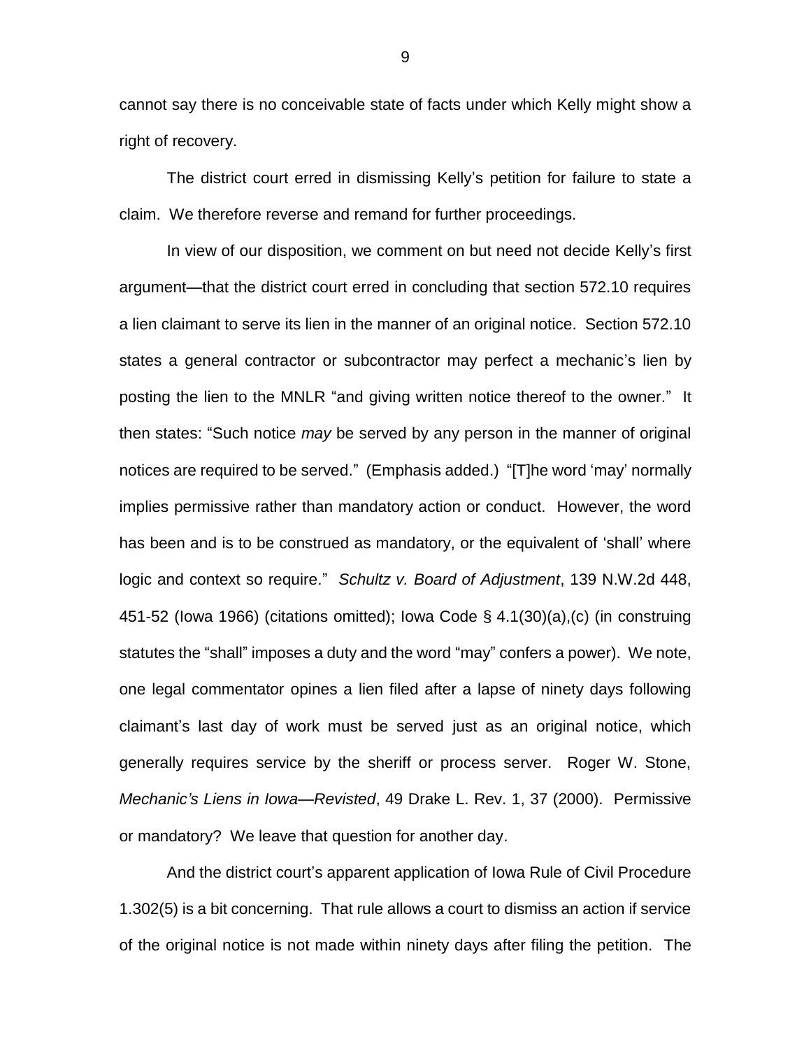cannot say there is no conceivable state of facts under which Kelly might show a right of recovery.

The district court erred in dismissing Kelly's petition for failure to state a claim. We therefore reverse and remand for further proceedings.

In view of our disposition, we comment on but need not decide Kelly's first argument—that the district court erred in concluding that section 572.10 requires a lien claimant to serve its lien in the manner of an original notice. Section 572.10 states a general contractor or subcontractor may perfect a mechanic's lien by posting the lien to the MNLR "and giving written notice thereof to the owner." It then states: "Such notice *may* be served by any person in the manner of original notices are required to be served." (Emphasis added.) "[T]he word 'may' normally implies permissive rather than mandatory action or conduct. However, the word has been and is to be construed as mandatory, or the equivalent of 'shall' where logic and context so require." *Schultz v. Board of Adjustment*, 139 N.W.2d 448, 451-52 (Iowa 1966) (citations omitted); Iowa Code § 4.1(30)(a),(c) (in construing statutes the "shall" imposes a duty and the word "may" confers a power). We note, one legal commentator opines a lien filed after a lapse of ninety days following claimant's last day of work must be served just as an original notice, which generally requires service by the sheriff or process server. Roger W. Stone, *Mechanic's Liens in Iowa—Revisted*, 49 Drake L. Rev. 1, 37 (2000). Permissive or mandatory? We leave that question for another day.

And the district court's apparent application of Iowa Rule of Civil Procedure 1.302(5) is a bit concerning. That rule allows a court to dismiss an action if service of the original notice is not made within ninety days after filing the petition. The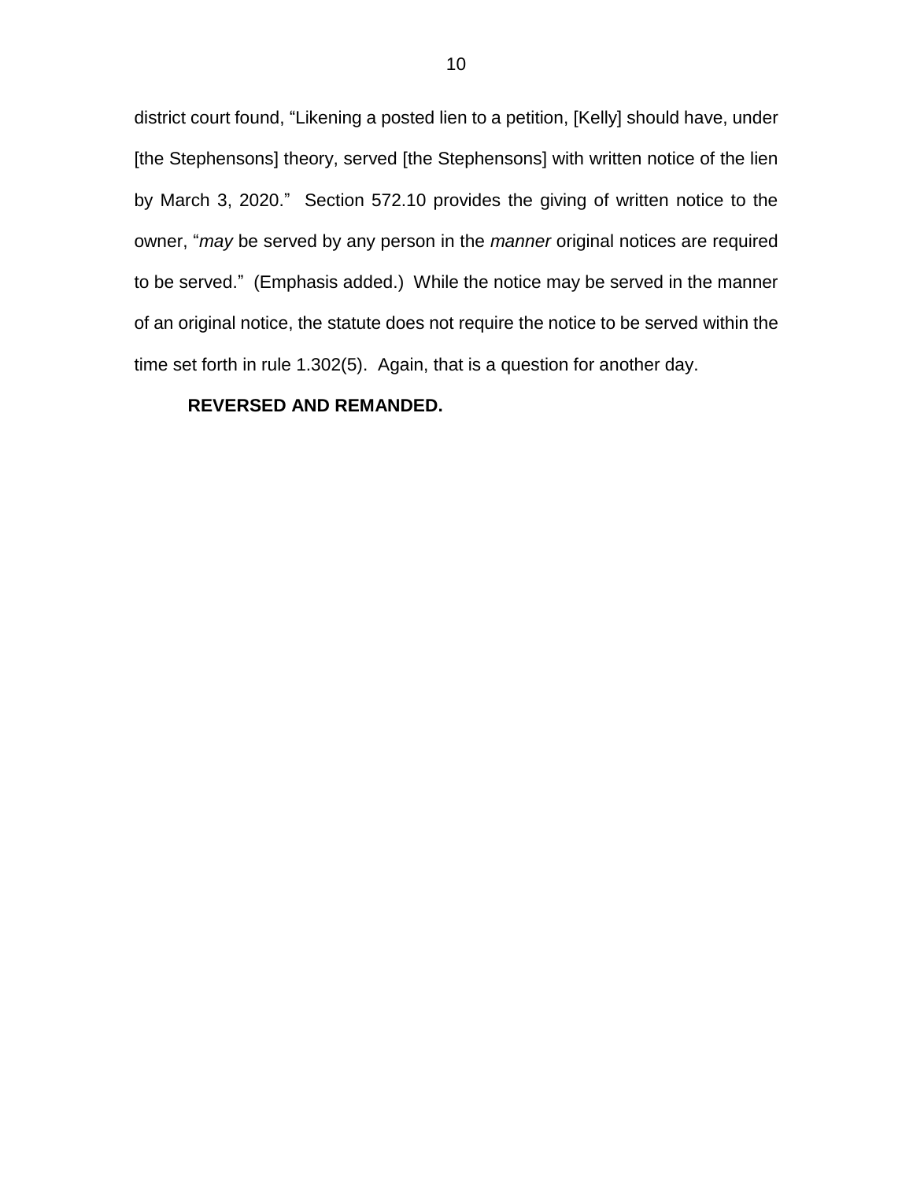district court found, "Likening a posted lien to a petition, [Kelly] should have, under [the Stephensons] theory, served [the Stephensons] with written notice of the lien by March 3, 2020." Section 572.10 provides the giving of written notice to the owner, "*may* be served by any person in the *manner* original notices are required to be served." (Emphasis added.) While the notice may be served in the manner of an original notice, the statute does not require the notice to be served within the time set forth in rule 1.302(5). Again, that is a question for another day.

**REVERSED AND REMANDED.**